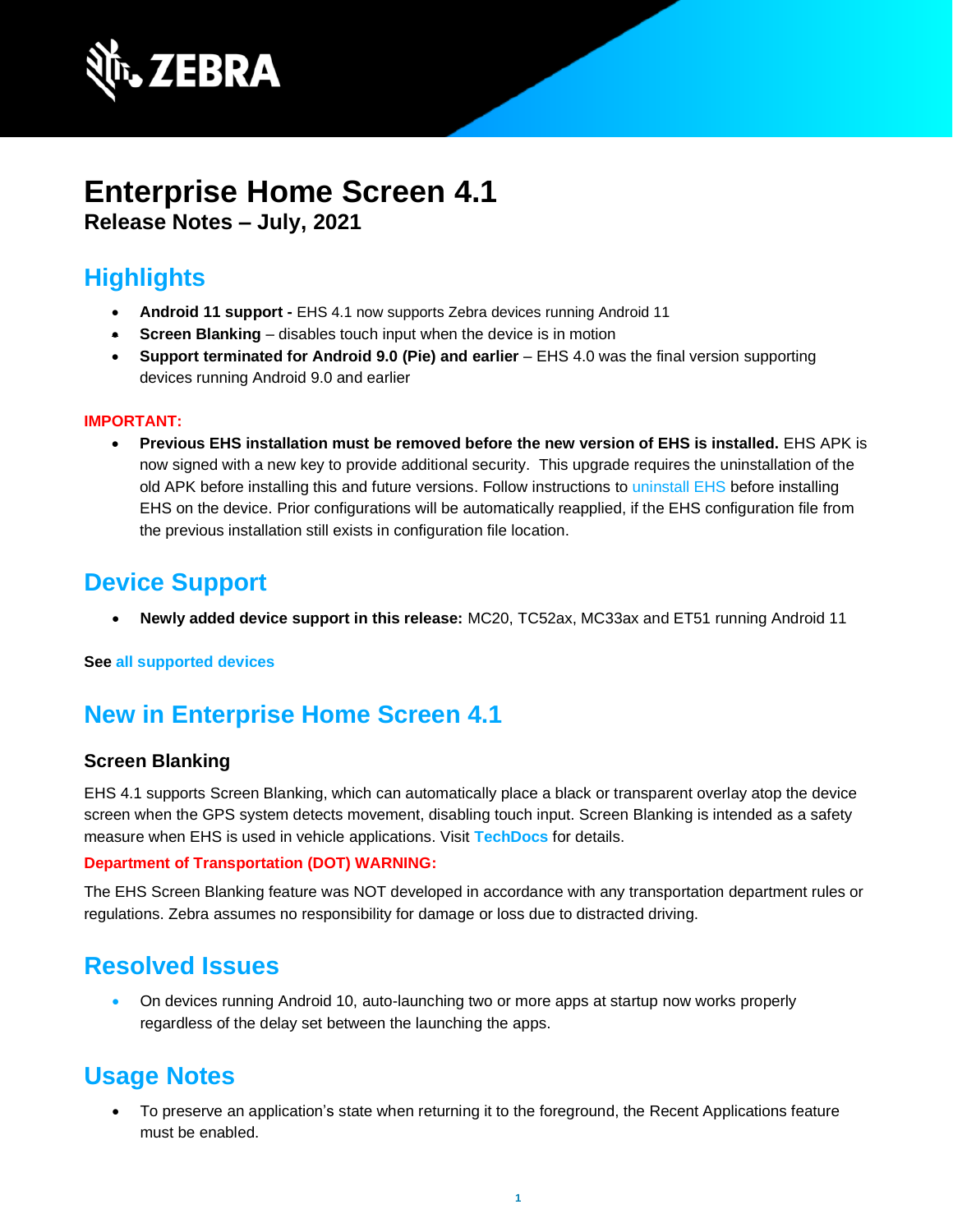# Enterprise Home Screen 4.1

**Release Notes – July, 2021**

## Highlights

- **Android 11 support -** EHS 4.1 now supports Zebra devices running Android 11
- **Screen Blanking** – disables touch input when the device is in motion
- **Support terminated for Android 9.0 (Pie) and earlier** – EHS 4.0 was the final version supporting devices running Android 9.0 and earlier

**IMPORTANT:**

- **Previous EHS installation must be removed before the new version of EHS is installed.** EHS APK is now signed with a new key to provide additional security. This upgrade requires the uninstallation of the old APK before installing this and future versions. Follow instructions to uninstall EHS before installing EHS on the device. Prior configurations will be automatically reapplied, if the EHS configuration file from the previous installation still exists in configuration file location.

## Device Support

- **Newly added device support in this release:** MC20, TC52ax, MC33ax and ET51 running Android 11

**See all supported devices**

## New in Enterprise Home Screen 4.1

### Screen Blanking

EHS 4.1 supports Screen Blanking, which can automatically place a black or transparent overlay atop the device screen when the GPS system detects movement, disabling touch input. Screen Blanking is intended as a safety measure when EHS is used in vehicle applications. Visit **TechDocs** for details.

**Department of Transportation (DOT) WARNING:**

The EHS Screen Blanking feature was NOT developed in accordance with any transportation department rules or regulations. Zebra assumes no responsibility for damage or loss due to distracted driving.

## Resolved Issues

- On devices running Android 10, auto-launching two or more apps at startup now works properly regardless of the delay set between the launching the apps.

## Usage Notes

- To preserve an application's state when returning it to the foreground, the Recent Applications feature must be enabled.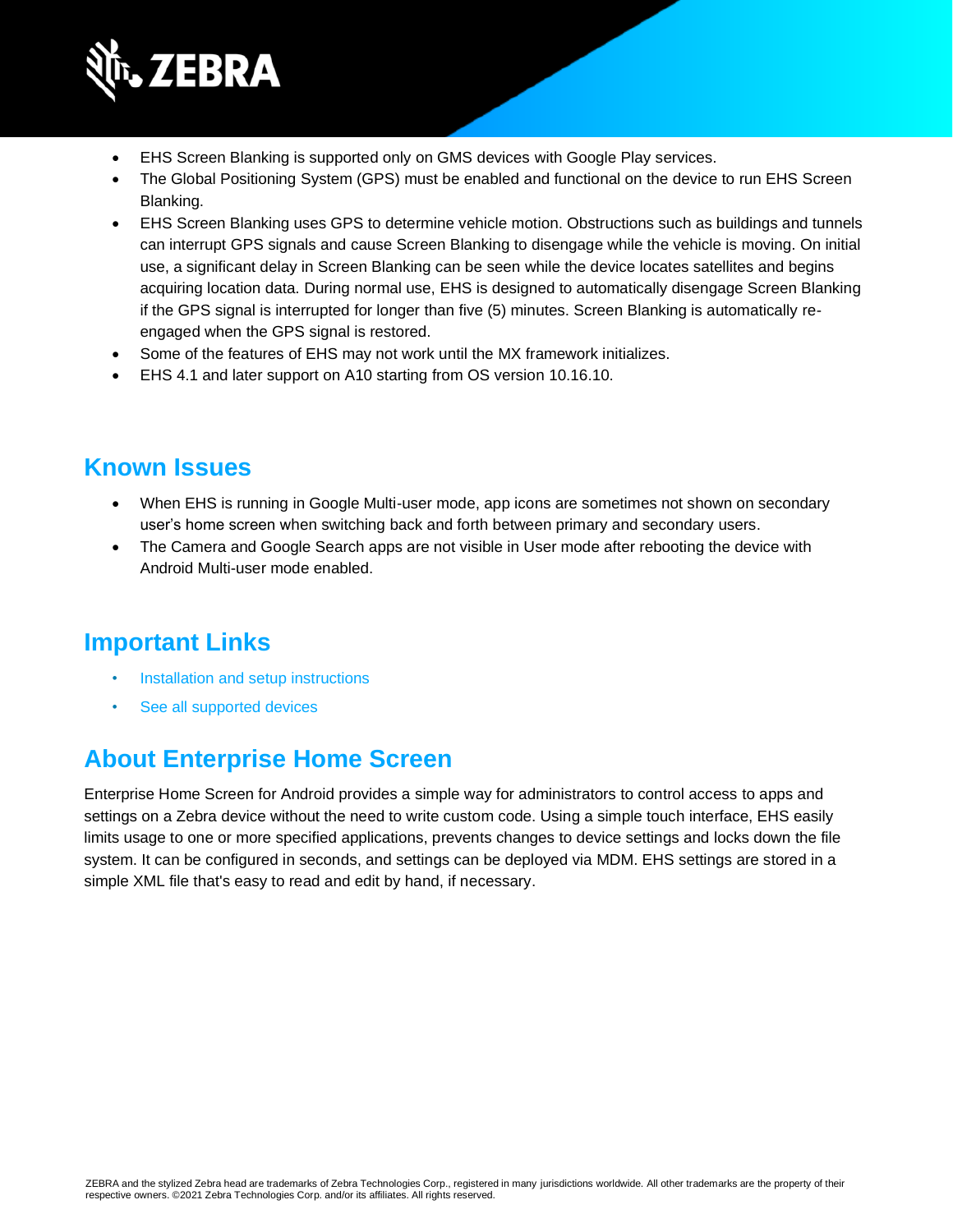- EHS Screen Blanking is supported only on GMS devices with Google Play services.
- The Global Positioning System (GPS) must be enabled and functional on the device to run EHS Screen Blanking.
- EHS Screen Blanking uses GPS to determine vehicle motion. Obstructions such as buildings and tunnels can interrupt GPS signals and cause Screen Blanking to disengage while the vehicle is moving. On initial use, a significant delay in Screen Blanking can be seen while the device locates satellites and begins acquiring location data. During normal use, EHS is designed to automatically disengage Screen Blanking if the GPS signal is interrupted for longer than five (5) minutes. Screen Blanking is automatically re-engaged when the GPS signal is restored.
- Some of the features of EHS may not work until the MX framework initializes.
- EHS 4.1 and later support on A10 starting from OS version 10.16.10.

## Known Issues

- When EHS is running in Google Multi-user mode, app icons are sometimes not shown on secondary user's home screen when switching back and forth between primary and secondary users.
- The Camera and Google Search apps are not visible in User mode after rebooting the device with Android Multi-user mode enabled.

## Important Links

- Installation and setup instructions
- See all supported devices

## About Enterprise Home Screen

Enterprise Home Screen for Android provides a simple way for administrators to control access to apps and settings on a Zebra device without the need to write custom code. Using a simple touch interface, EHS easily limits usage to one or more specified applications, prevents changes to device settings and locks down the file system. It can be configured in seconds, and settings can be deployed via MDM. EHS settings are stored in a simple XML file that's easy to read and edit by hand, if necessary.

ZEBRA and the stylized Zebra head are trademarks of Zebra Technologies Corp., registered in many jurisdictions worldwide. All other trademarks are the property of their respective owners. ©2021 Zebra Technologies Corp. and/or its affiliates. All rights reserved.